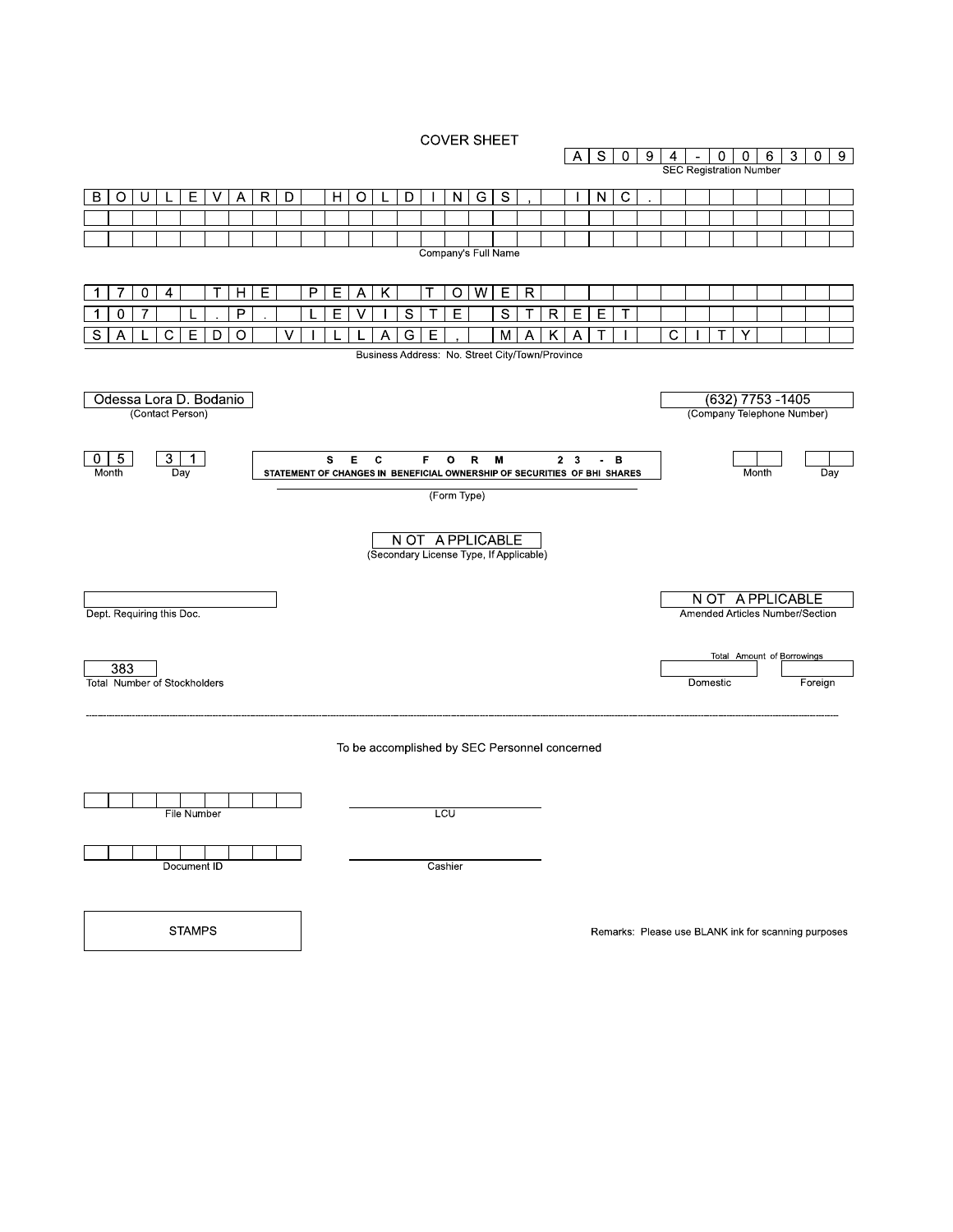# COVER SHEET

**AS094-006309**
SEC Registration Number

**BOULEVARD HOLDINGS, INC.**
Company's Full Name

**1704 THE PEAK TOWER**
**107 L. P. LEVISTE STREET**
**SALCEDO VILLAGE, MAKATI CITY**
Business Address: No. Street City/Town/Province

| Odessa Lora D. Bodanio | (632) 7753 -1405 |
|---|---|
| (Contact Person) | (Company Telephone Number) |

| 05 | 31 | SEC FORM 23-B<br>STATEMENT OF CHANGES IN BENEFICIAL OWNERSHIP OF SECURITIES OF BHI SHARES | | |
|---|---|---|---|---|
| Month | Day | (Form Type) | Month | Day |

NOT APPLICABLE
(Secondary License Type, If Applicable)

| | NOT APPLICABLE |
|---|---|
| Dept. Requiring this Doc. | Amended Articles Number/Section |

| 383 | Total Amount of Borrowings | |
|---|---|---|
| Total Number of Stockholders | Domestic | Foreign |

---

To be accomplished by SEC Personnel concerned

| | |
|---|---|
| File Number | LCU |
| Document ID | Cashier |

STAMPS

Remarks: Please use BLANK ink for scanning purposes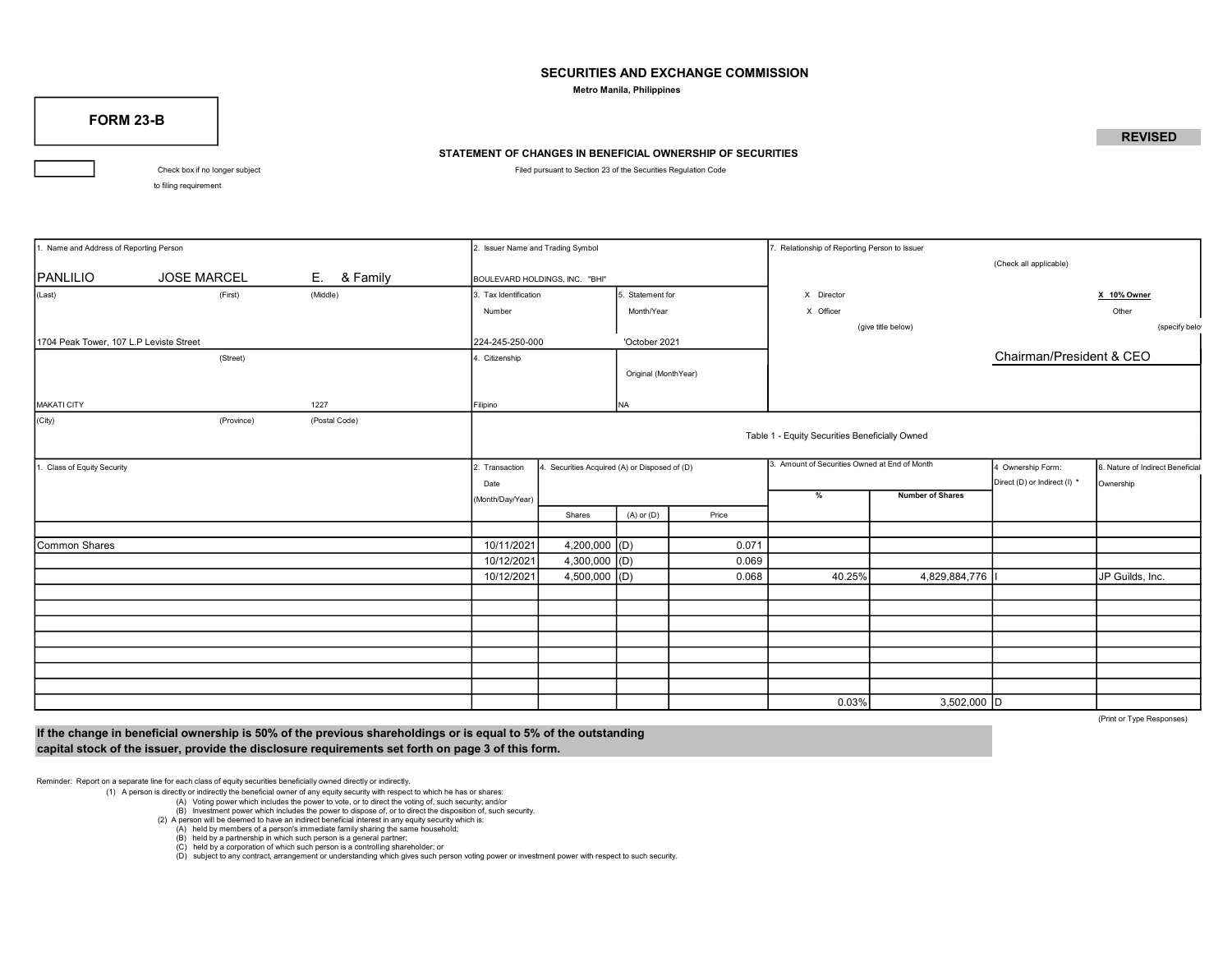# SECURITIES AND EXCHANGE COMMISSION

**Metro Manila, Philippines**

**FORM 23-B**

**REVISED**

**STATEMENT OF CHANGES IN BENEFICIAL OWNERSHIP OF SECURITIES**

Filed pursuant to Section 23 of the Securities Regulation Code

[ ] Check box if no longer subject to filing requirement

| 1. Name and Address of Reporting Person | | | 2. Issuer Name and Trading Symbol | | 7. Relationship of Reporting Person to Issuer (Check all applicable) |
|---|---|---|---|---|---|
| PANLILIO | JOSE MARCEL | E. & Family | BOULEVARD HOLDINGS, INC. "BHI" | | X Director / X 10% Owner |
| (Last) | (First) | (Middle) | 3. Tax Identification Number | 5. Statement for Month/Year | X Officer (give title below) / Other (specify below) |
| 1704 Peak Tower, 107 L.P Leviste Street | | | 224-245-250-000 | 'October 2021 | |
| (Street) | | | 4. Citizenship | Original (MonthYear) | Chairman/President & CEO |
| MAKATI CITY | | 1227 | Filipino | NA | |
| (City) | (Province) | (Postal Code) | | | |

**Table 1 - Equity Securities Beneficially Owned**

| 1. Class of Equity Security | 2. Transaction Date (Month/Day/Year) | 4. Securities Acquired (A) or Disposed of (D) Shares | (A) or (D) | Price | 3. Amount of Securities Owned at End of Month % | Number of Shares | 4 Ownership Form: Direct (D) or Indirect (I) * | 6. Nature of Indirect Beneficial Ownership |
|---|---|---|---|---|---|---|---|---|
| Common Shares | 10/11/2021 | 4,200,000 | (D) | 0.071 | | | | |
| | 10/12/2021 | 4,300,000 | (D) | 0.069 | | | | |
| | 10/12/2021 | 4,500,000 | (D) | 0.068 | 40.25% | 4,829,884,776 | I | JP Guilds, Inc. |
| | | | | | 0.03% | 3,502,000 | D | |

(Print or Type Responses)

**If the change in beneficial ownership is 50% of the previous shareholdings or is equal to 5% of the outstanding capital stock of the issuer, provide the disclosure requirements set forth on page 3 of this form.**

Reminder: Report on a separate line for each class of equity securities beneficially owned directly or indirectly.

(1) A person is directly or indirectly the beneficial owner of any equity security with respect to which he has or shares:
- (A) Voting power which includes the power to vote, or to direct the voting of, such security; and/or
- (B) Investment power which includes the power to dispose of, or to direct the disposition of, such security.

(2) A person will be deemed to have an indirect beneficial interest in any equity security which is:
- (A) held by members of a person's immediate family sharing the same household;
- (B) held by a partnership in which such person is a general partner;
- (C) held by a corporation of which such person is a controlling shareholder; or
- (D) subject to any contract, arrangement or understanding which gives such person voting power or investment power with respect to such security.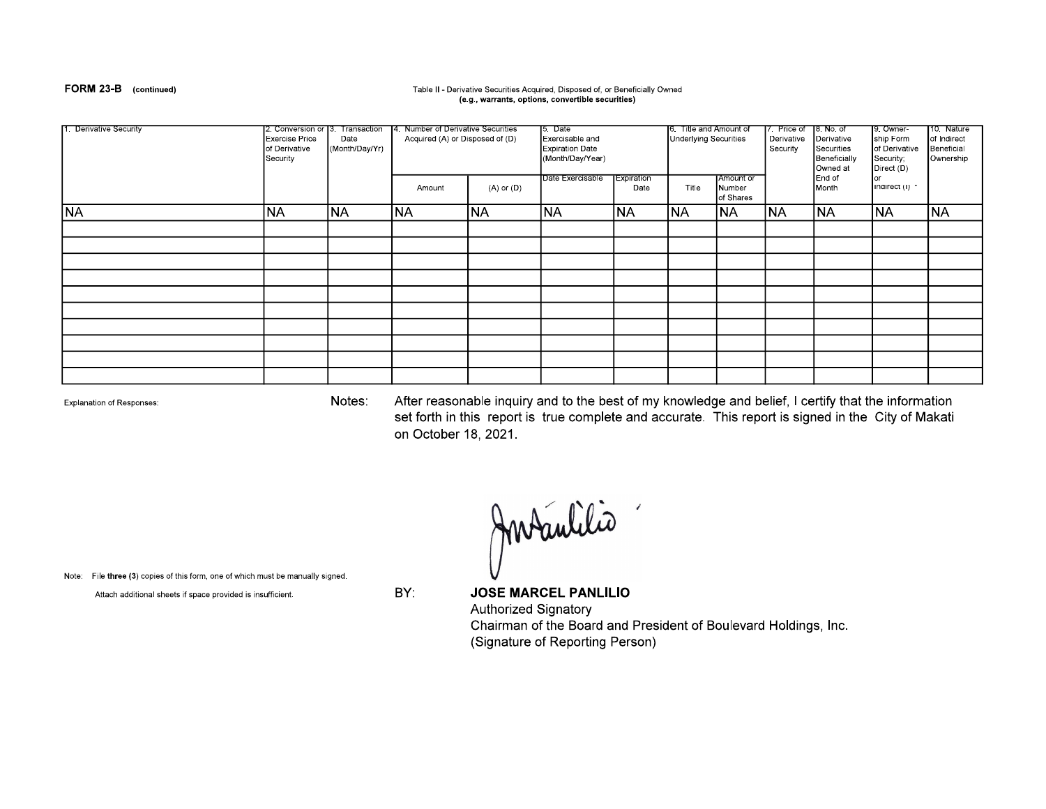**FORM 23-B** (continued)

Table II - Derivative Securities Acquired, Disposed of, or Beneficially Owned
**(e.g., warrants, options, convertible securities)**

| 1. Derivative Security | 2. Conversion or Exercise Price of Derivative Security | 3. Transaction Date (Month/Day/Yr) | 4. Number of Derivative Securities Acquired (A) or Disposed of (D) | | 5. Date Exercisable and Expiration Date (Month/Day/Year) | | 6. Title and Amount of Underlying Securities | | 7. Price of Derivative Security | 8. No. of Derivative Securities Beneficially Owned at End of Month | 9. Owner-ship Form of Derivative Security; Direct (D) or Indirect (I) * | 10. Nature of Indirect Beneficial Ownership |
|---|---|---|---|---|---|---|---|---|---|---|---|---|
| | | | Amount | (A) or (D) | Date Exercisable | Expiration Date | Title | Amount or Number of Shares | | | | |
| NA | NA | NA | NA | NA | NA | NA | NA | NA | NA | NA | NA | NA |
| | | | | | | | | | | | | |
| | | | | | | | | | | | | |
| | | | | | | | | | | | | |
| | | | | | | | | | | | | |
| | | | | | | | | | | | | |
| | | | | | | | | | | | | |
| | | | | | | | | | | | | |
| | | | | | | | | | | | | |
| | | | | | | | | | | | | |
| | | | | | | | | | | | | |

Explanation of Responses:

Notes: After reasonable inquiry and to the best of my knowledge and belief, I certify that the information set forth in this report is true complete and accurate. This report is signed in the City of Makati on October 18, 2021.

Note: File **three (3)** copies of this form, one of which must be manually signed.

Attach additional sheets if space provided is insufficient.

BY: **JOSE MARCEL PANLILIO**
Authorized Signatory
Chairman of the Board and President of Boulevard Holdings, Inc.
(Signature of Reporting Person)